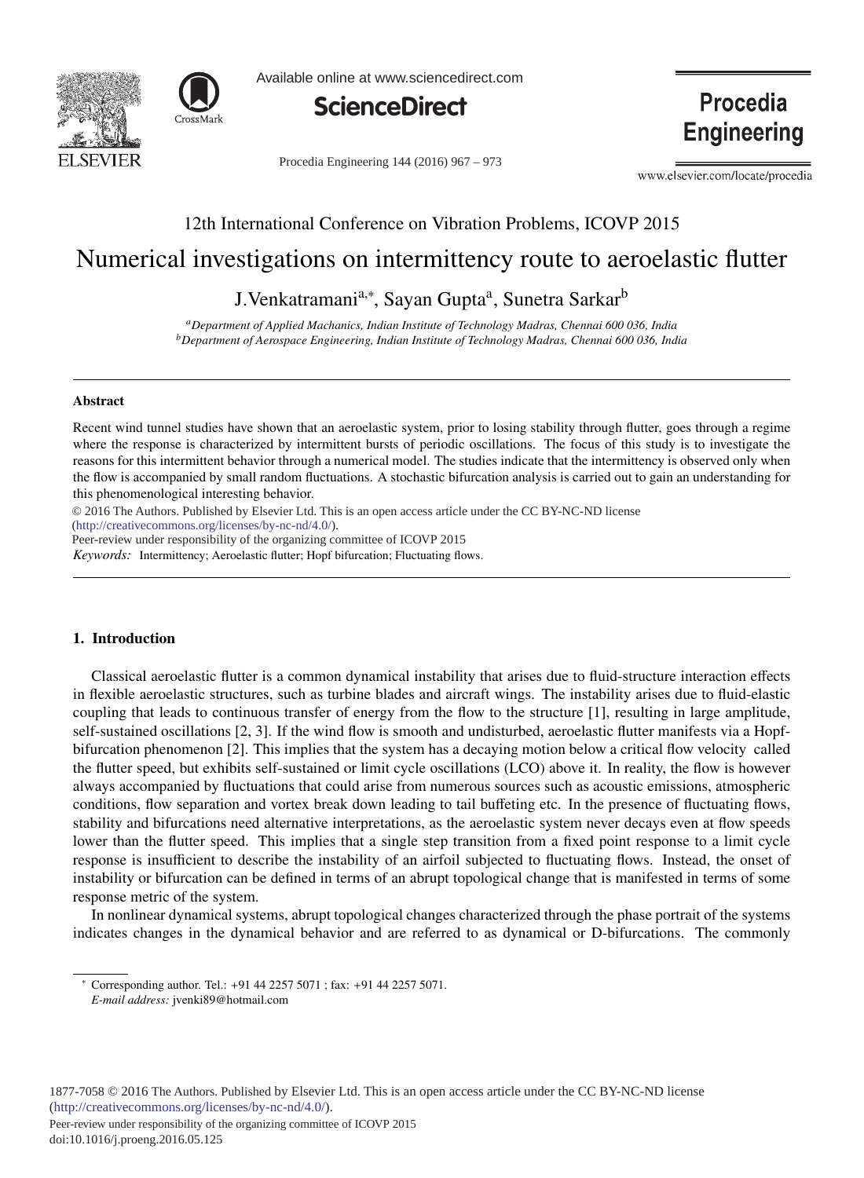12th International Conference on Vibration Problems, ICOVP 2015

# Numerical investigations on intermittency route to aeroelastic flutter

J.Venkatramani[a,*], Sayan Gupta[a], Sunetra Sarkar[b]

[a]*Department of Applied Machanics, Indian Institute of Technology Madras, Chennai 600 036, India*
[b]*Department of Aerospace Engineering, Indian Institute of Technology Madras, Chennai 600 036, India*

---

**Abstract**

Recent wind tunnel studies have shown that an aeroelastic system, prior to losing stability through flutter, goes through a regime where the response is characterized by intermittent bursts of periodic oscillations. The focus of this study is to investigate the reasons for this intermittent behavior through a numerical model. The studies indicate that the intermittency is observed only when the flow is accompanied by small random fluctuations. A stochastic bifurcation analysis is carried out to gain an understanding for this phenomenological interesting behavior.

© 2016 The Authors. Published by Elsevier Ltd. This is an open access article under the CC BY-NC-ND license (http://creativecommons.org/licenses/by-nc-nd/4.0/).
Peer-review under responsibility of the organizing committee of ICOVP 2015

*Keywords:* Intermittency; Aeroelastic flutter; Hopf bifurcation; Fluctuating flows.

---

## 1. Introduction

Classical aeroelastic flutter is a common dynamical instability that arises due to fluid-structure interaction effects in flexible aeroelastic structures, such as turbine blades and aircraft wings. The instability arises due to fluid-elastic coupling that leads to continuous transfer of energy from the flow to the structure [1], resulting in large amplitude, self-sustained oscillations [2, 3]. If the wind flow is smooth and undisturbed, aeroelastic flutter manifests via a Hopf-bifurcation phenomenon [2]. This implies that the system has a decaying motion below a critical flow velocity called the flutter speed, but exhibits self-sustained or limit cycle oscillations (LCO) above it. In reality, the flow is however always accompanied by fluctuations that could arise from numerous sources such as acoustic emissions, atmospheric conditions, flow separation and vortex break down leading to tail buffeting etc. In the presence of fluctuating flows, stability and bifurcations need alternative interpretations, as the aeroelastic system never decays even at flow speeds lower than the flutter speed. This implies that a single step transition from a fixed point response to a limit cycle response is insufficient to describe the instability of an airfoil subjected to fluctuating flows. Instead, the onset of instability or bifurcation can be defined in terms of an abrupt topological change that is manifested in terms of some response metric of the system.

In nonlinear dynamical systems, abrupt topological changes characterized through the phase portrait of the systems indicates changes in the dynamical behavior and are referred to as dynamical or D-bifurcations. The commonly

---

* Corresponding author. Tel.: +91 44 2257 5071 ; fax: +91 44 2257 5071.
*E-mail address:* jvenki89@hotmail.com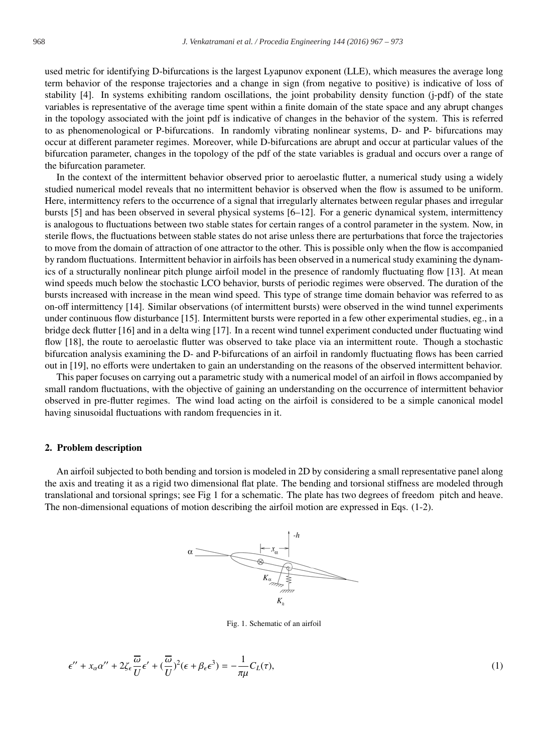used metric for identifying D-bifurcations is the largest Lyapunov exponent (LLE), which measures the average long term behavior of the response trajectories and a change in sign (from negative to positive) is indicative of loss of stability [4]. In systems exhibiting random oscillations, the joint probability density function (j-pdf) of the state variables is representative of the average time spent within a finite domain of the state space and any abrupt changes in the topology associated with the joint pdf is indicative of changes in the behavior of the system. This is referred to as phenomenological or P-bifurcations. In randomly vibrating nonlinear systems, D- and P- bifurcations may occur at different parameter regimes. Moreover, while D-bifurcations are abrupt and occur at particular values of the bifurcation parameter, changes in the topology of the pdf of the state variables is gradual and occurs over a range of the bifurcation parameter.

In the context of the intermittent behavior observed prior to aeroelastic flutter, a numerical study using a widely studied numerical model reveals that no intermittent behavior is observed when the flow is assumed to be uniform. Here, intermittency refers to the occurrence of a signal that irregularly alternates between regular phases and irregular bursts [5] and has been observed in several physical systems [6–12]. For a generic dynamical system, intermittency is analogous to fluctuations between two stable states for certain ranges of a control parameter in the system. Now, in sterile flows, the fluctuations between stable states do not arise unless there are perturbations that force the trajectories to move from the domain of attraction of one attractor to the other. This is possible only when the flow is accompanied by random fluctuations. Intermittent behavior in airfoils has been observed in a numerical study examining the dynamics of a structurally nonlinear pitch plunge airfoil model in the presence of randomly fluctuating flow [13]. At mean wind speeds much below the stochastic LCO behavior, bursts of periodic regimes were observed. The duration of the bursts increased with increase in the mean wind speed. This type of strange time domain behavior was referred to as on-off intermittency [14]. Similar observations (of intermittent bursts) were observed in the wind tunnel experiments under continuous flow disturbance [15]. Intermittent bursts were reported in a few other experimental studies, eg., in a bridge deck flutter [16] and in a delta wing [17]. In a recent wind tunnel experiment conducted under fluctuating wind flow [18], the route to aeroelastic flutter was observed to take place via an intermittent route. Though a stochastic bifurcation analysis examining the D- and P-bifurcations of an airfoil in randomly fluctuating flows has been carried out in [19], no efforts were undertaken to gain an understanding on the reasons of the observed intermittent behavior.

This paper focuses on carrying out a parametric study with a numerical model of an airfoil in flows accompanied by small random fluctuations, with the objective of gaining an understanding on the occurrence of intermittent behavior observed in pre-flutter regimes. The wind load acting on the airfoil is considered to be a simple canonical model having sinusoidal fluctuations with random frequencies in it.

## 2. Problem description

An airfoil subjected to both bending and torsion is modeled in 2D by considering a small representative panel along the axis and treating it as a rigid two dimensional flat plate. The bending and torsional stiffness are modeled through translational and torsional springs; see Fig 1 for a schematic. The plate has two degrees of freedom pitch and heave. The non-dimensional equations of motion describing the airfoil motion are expressed in Eqs. (1-2).

-h

α

$x_\alpha$

$K_\alpha$

$K_h$

Fig. 1. Schematic of an airfoil

$$\epsilon'' + x_\alpha \alpha'' + 2\zeta_\epsilon \frac{\overline{\omega}}{U}\epsilon' + (\frac{\overline{\omega}}{U})^2(\epsilon + \beta_\epsilon \epsilon^3) = -\frac{1}{\pi\mu}C_L(\tau), \tag{1}$$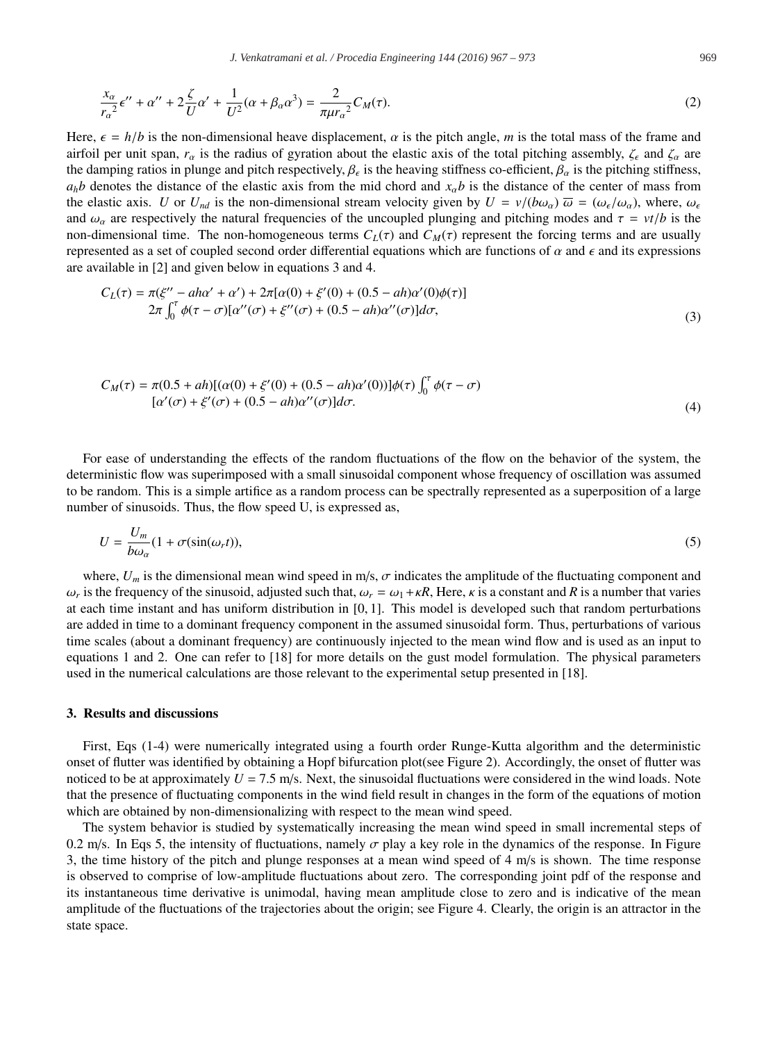$$\frac{x_\alpha}{r_\alpha{}^2}\epsilon'' + \alpha'' + 2\frac{\zeta}{U}\alpha' + \frac{1}{U^2}(\alpha + \beta_\alpha\alpha^3) = \frac{2}{\pi\mu r_\alpha{}^2}C_M(\tau). \tag{2}$$

Here, $\epsilon = h/b$ is the non-dimensional heave displacement, $\alpha$ is the pitch angle, $m$ is the total mass of the frame and airfoil per unit span, $r_\alpha$ is the radius of gyration about the elastic axis of the total pitching assembly, $\zeta_\epsilon$ and $\zeta_\alpha$ are the damping ratios in plunge and pitch respectively, $\beta_\epsilon$ is the heaving stiffness co-efficient, $\beta_\alpha$ is the pitching stiffness, $a_h b$ denotes the distance of the elastic axis from the mid chord and $x_\alpha b$ is the distance of the center of mass from the elastic axis. $U$ or $U_{nd}$ is the non-dimensional stream velocity given by $U = v/(b\omega_\alpha)$ $\overline{\omega} = (\omega_\epsilon/\omega_\alpha)$, where, $\omega_\epsilon$ and $\omega_\alpha$ are respectively the natural frequencies of the uncoupled plunging and pitching modes and $\tau = vt/b$ is the non-dimensional time. The non-homogeneous terms $C_L(\tau)$ and $C_M(\tau)$ represent the forcing terms and are usually represented as a set of coupled second order differential equations which are functions of $\alpha$ and $\epsilon$ and its expressions are available in [2] and given below in equations 3 and 4.

$$\begin{aligned} C_L(\tau) = {} & \pi(\xi'' - ah\alpha' + \alpha') + 2\pi[\alpha(0) + \xi'(0) + (0.5 - ah)\alpha'(0)\phi(\tau)] \\ & 2\pi \int_0^\tau \phi(\tau - \sigma)[\alpha''(\sigma) + \xi''(\sigma) + (0.5 - ah)\alpha''(\sigma)]d\sigma, \end{aligned} \tag{3}$$

$$\begin{aligned} C_M(\tau) = {} & \pi(0.5 + ah)[(\alpha(0) + \xi'(0) + (0.5 - ah)\alpha'(0))]\phi(\tau) \int_0^\tau \phi(\tau - \sigma) \\ & [\alpha'(\sigma) + \xi'(\sigma) + (0.5 - ah)\alpha''(\sigma)]d\sigma. \end{aligned} \tag{4}$$

For ease of understanding the effects of the random fluctuations of the flow on the behavior of the system, the deterministic flow was superimposed with a small sinusoidal component whose frequency of oscillation was assumed to be random. This is a simple artifice as a random process can be spectrally represented as a superposition of a large number of sinusoids. Thus, the flow speed U, is expressed as,

$$U = \frac{U_m}{b\omega_\alpha}(1 + \sigma(\sin(\omega_r t)), \tag{5}$$

where, $U_m$ is the dimensional mean wind speed in m/s, $\sigma$ indicates the amplitude of the fluctuating component and $\omega_r$ is the frequency of the sinusoid, adjusted such that, $\omega_r = \omega_1 + \kappa R$, Here, $\kappa$ is a constant and $R$ is a number that varies at each time instant and has uniform distribution in [0, 1]. This model is developed such that random perturbations are added in time to a dominant frequency component in the assumed sinusoidal form. Thus, perturbations of various time scales (about a dominant frequency) are continuously injected to the mean wind flow and is used as an input to equations 1 and 2. One can refer to [18] for more details on the gust model formulation. The physical parameters used in the numerical calculations are those relevant to the experimental setup presented in [18].

## 3. Results and discussions

First, Eqs (1-4) were numerically integrated using a fourth order Runge-Kutta algorithm and the deterministic onset of flutter was identified by obtaining a Hopf bifurcation plot(see Figure 2). Accordingly, the onset of flutter was noticed to be at approximately $U = 7.5$ m/s. Next, the sinusoidal fluctuations were considered in the wind loads. Note that the presence of fluctuating components in the wind field result in changes in the form of the equations of motion which are obtained by non-dimensionalizing with respect to the mean wind speed.

The system behavior is studied by systematically increasing the mean wind speed in small incremental steps of 0.2 m/s. In Eqs 5, the intensity of fluctuations, namely $\sigma$ play a key role in the dynamics of the response. In Figure 3, the time history of the pitch and plunge responses at a mean wind speed of 4 m/s is shown. The time response is observed to comprise of low-amplitude fluctuations about zero. The corresponding joint pdf of the response and its instantaneous time derivative is unimodal, having mean amplitude close to zero and is indicative of the mean amplitude of the fluctuations of the trajectories about the origin; see Figure 4. Clearly, the origin is an attractor in the state space.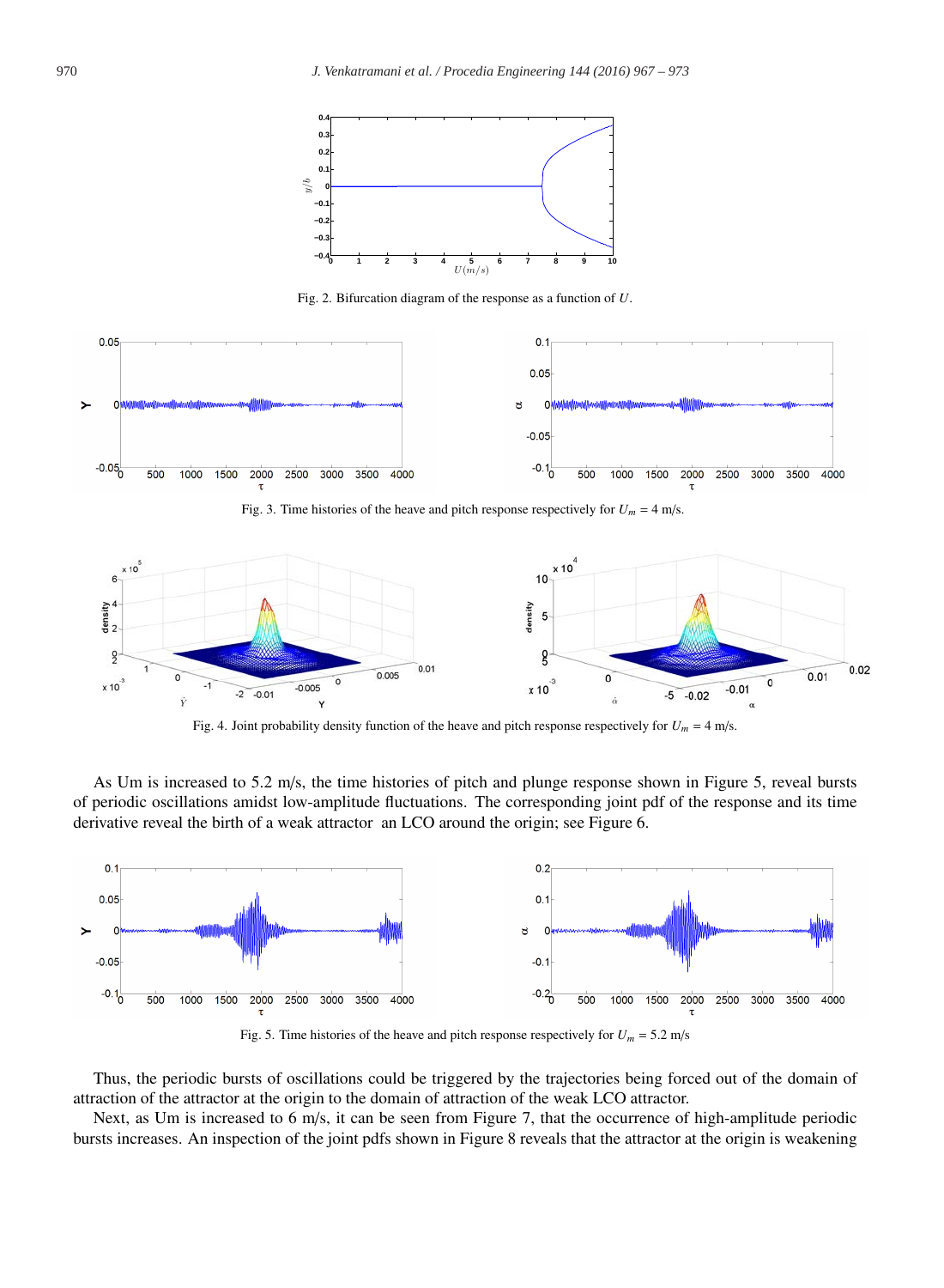Fig. 2. Bifurcation diagram of the response as a function of $U$.

Fig. 3. Time histories of the heave and pitch response respectively for $U_m = 4$ m/s.

Fig. 4. Joint probability density function of the heave and pitch response respectively for $U_m = 4$ m/s.

As Um is increased to 5.2 m/s, the time histories of pitch and plunge response shown in Figure 5, reveal bursts of periodic oscillations amidst low-amplitude fluctuations. The corresponding joint pdf of the response and its time derivative reveal the birth of a weak attractor an LCO around the origin; see Figure 6.

Fig. 5. Time histories of the heave and pitch response respectively for $U_m = 5.2$ m/s

Thus, the periodic bursts of oscillations could be triggered by the trajectories being forced out of the domain of attraction of the attractor at the origin to the domain of attraction of the weak LCO attractor.

Next, as Um is increased to 6 m/s, it can be seen from Figure 7, that the occurrence of high-amplitude periodic bursts increases. An inspection of the joint pdfs shown in Figure 8 reveals that the attractor at the origin is weakening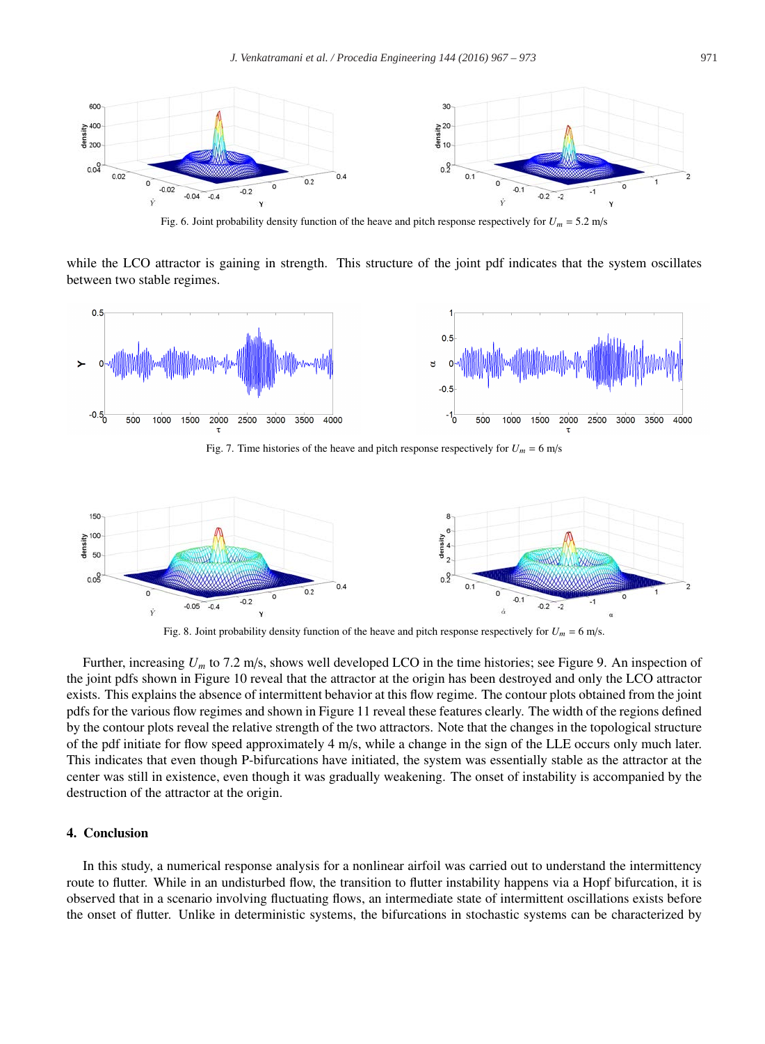Fig. 6. Joint probability density function of the heave and pitch response respectively for $U_m = 5.2$ m/s

while the LCO attractor is gaining in strength. This structure of the joint pdf indicates that the system oscillates between two stable regimes.

Fig. 7. Time histories of the heave and pitch response respectively for $U_m = 6$ m/s

Fig. 8. Joint probability density function of the heave and pitch response respectively for $U_m = 6$ m/s.

Further, increasing $U_m$ to 7.2 m/s, shows well developed LCO in the time histories; see Figure 9. An inspection of the joint pdfs shown in Figure 10 reveal that the attractor at the origin has been destroyed and only the LCO attractor exists. This explains the absence of intermittent behavior at this flow regime. The contour plots obtained from the joint pdfs for the various flow regimes and shown in Figure 11 reveal these features clearly. The width of the regions defined by the contour plots reveal the relative strength of the two attractors. Note that the changes in the topological structure of the pdf initiate for flow speed approximately 4 m/s, while a change in the sign of the LLE occurs only much later. This indicates that even though P-bifurcations have initiated, the system was essentially stable as the attractor at the center was still in existence, even though it was gradually weakening. The onset of instability is accompanied by the destruction of the attractor at the origin.

## 4. Conclusion

In this study, a numerical response analysis for a nonlinear airfoil was carried out to understand the intermittency route to flutter. While in an undisturbed flow, the transition to flutter instability happens via a Hopf bifurcation, it is observed that in a scenario involving fluctuating flows, an intermediate state of intermittent oscillations exists before the onset of flutter. Unlike in deterministic systems, the bifurcations in stochastic systems can be characterized by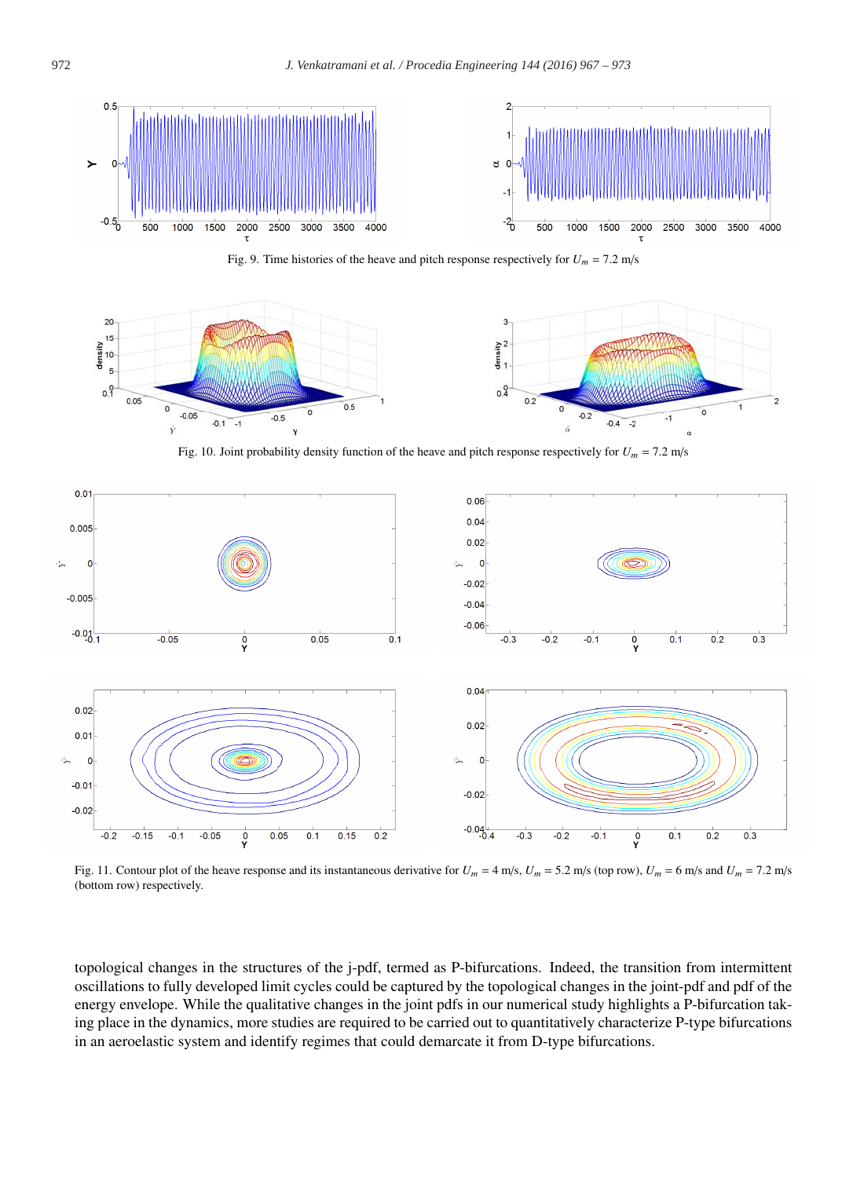Fig. 9. Time histories of the heave and pitch response respectively for $U_m$ = 7.2 m/s

Fig. 10. Joint probability density function of the heave and pitch response respectively for $U_m$ = 7.2 m/s

Fig. 11. Contour plot of the heave response and its instantaneous derivative for $U_m$ = 4 m/s, $U_m$ = 5.2 m/s (top row), $U_m$ = 6 m/s and $U_m$ = 7.2 m/s (bottom row) respectively.

topological changes in the structures of the j-pdf, termed as P-bifurcations. Indeed, the transition from intermittent oscillations to fully developed limit cycles could be captured by the topological changes in the joint-pdf and pdf of the energy envelope. While the qualitative changes in the joint pdfs in our numerical study highlights a P-bifurcation taking place in the dynamics, more studies are required to be carried out to quantitatively characterize P-type bifurcations in an aeroelastic system and identify regimes that could demarcate it from D-type bifurcations.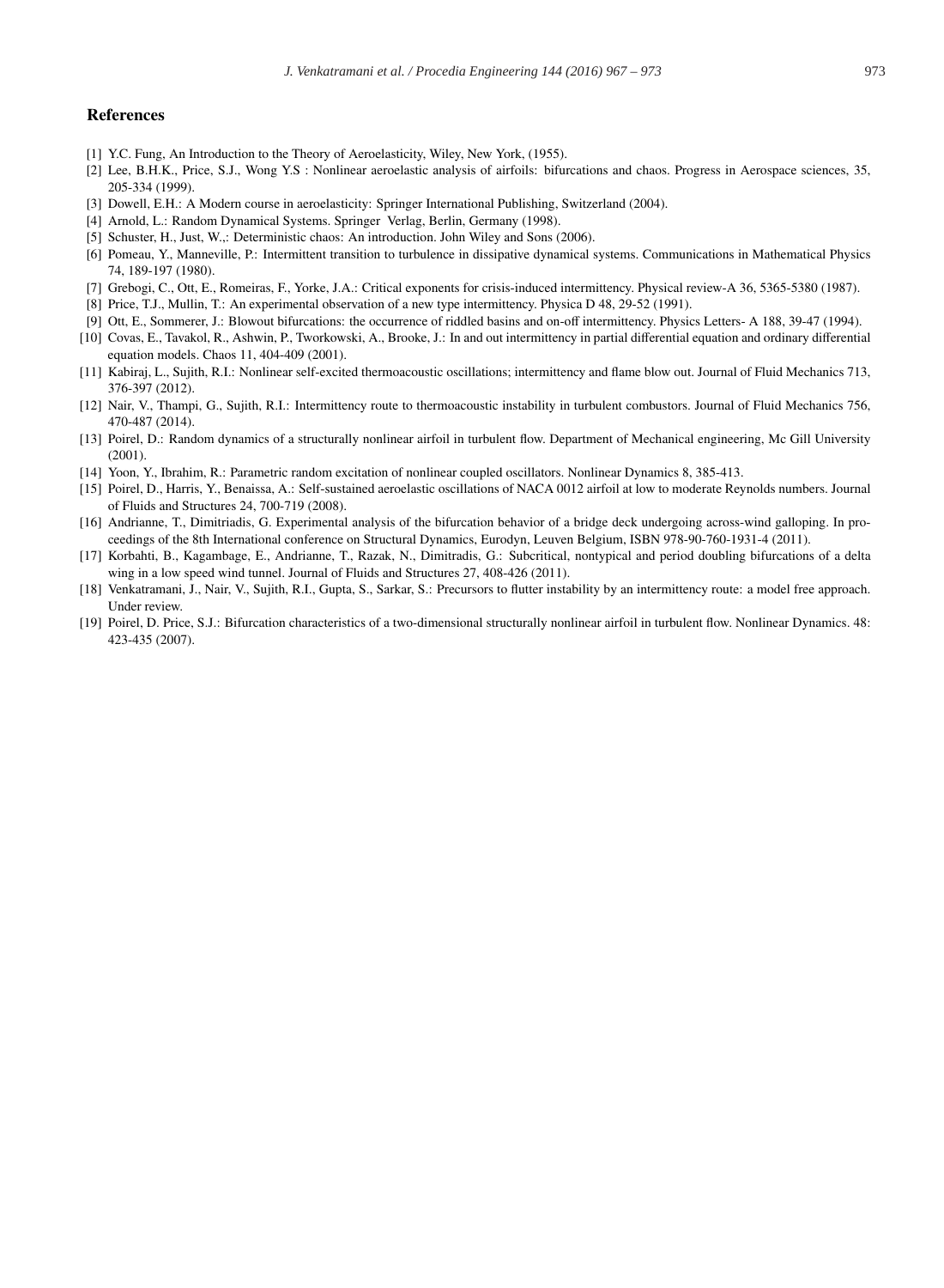## References

[1] Y.C. Fung, An Introduction to the Theory of Aeroelasticity, Wiley, New York, (1955).

[2] Lee, B.H.K., Price, S.J., Wong Y.S : Nonlinear aeroelastic analysis of airfoils: bifurcations and chaos. Progress in Aerospace sciences, 35, 205-334 (1999).

[3] Dowell, E.H.: A Modern course in aeroelasticity: Springer International Publishing, Switzerland (2004).

[4] Arnold, L.: Random Dynamical Systems. Springer Verlag, Berlin, Germany (1998).

[5] Schuster, H., Just, W.,: Deterministic chaos: An introduction. John Wiley and Sons (2006).

[6] Pomeau, Y., Manneville, P.: Intermittent transition to turbulence in dissipative dynamical systems. Communications in Mathematical Physics 74, 189-197 (1980).

[7] Grebogi, C., Ott, E., Romeiras, F., Yorke, J.A.: Critical exponents for crisis-induced intermittency. Physical review-A 36, 5365-5380 (1987).

[8] Price, T.J., Mullin, T.: An experimental observation of a new type intermittency. Physica D 48, 29-52 (1991).

[9] Ott, E., Sommerer, J.: Blowout bifurcations: the occurrence of riddled basins and on-off intermittency. Physics Letters- A 188, 39-47 (1994).

[10] Covas, E., Tavakol, R., Ashwin, P., Tworkowski, A., Brooke, J.: In and out intermittency in partial differential equation and ordinary differential equation models. Chaos 11, 404-409 (2001).

[11] Kabiraj, L., Sujith, R.I.: Nonlinear self-excited thermoacoustic oscillations; intermittency and flame blow out. Journal of Fluid Mechanics 713, 376-397 (2012).

[12] Nair, V., Thampi, G., Sujith, R.I.: Intermittency route to thermoacoustic instability in turbulent combustors. Journal of Fluid Mechanics 756, 470-487 (2014).

[13] Poirel, D.: Random dynamics of a structurally nonlinear airfoil in turbulent flow. Department of Mechanical engineering, Mc Gill University (2001).

[14] Yoon, Y., Ibrahim, R.: Parametric random excitation of nonlinear coupled oscillators. Nonlinear Dynamics 8, 385-413.

[15] Poirel, D., Harris, Y., Benaissa, A.: Self-sustained aeroelastic oscillations of NACA 0012 airfoil at low to moderate Reynolds numbers. Journal of Fluids and Structures 24, 700-719 (2008).

[16] Andrianne, T., Dimitriadis, G. Experimental analysis of the bifurcation behavior of a bridge deck undergoing across-wind galloping. In proceedings of the 8th International conference on Structural Dynamics, Eurodyn, Leuven Belgium, ISBN 978-90-760-1931-4 (2011).

[17] Korbahti, B., Kagambage, E., Andrianne, T., Razak, N., Dimitradis, G.: Subcritical, nontypical and period doubling bifurcations of a delta wing in a low speed wind tunnel. Journal of Fluids and Structures 27, 408-426 (2011).

[18] Venkatramani, J., Nair, V., Sujith, R.I., Gupta, S., Sarkar, S.: Precursors to flutter instability by an intermittency route: a model free approach. Under review.

[19] Poirel, D. Price, S.J.: Bifurcation characteristics of a two-dimensional structurally nonlinear airfoil in turbulent flow. Nonlinear Dynamics. 48: 423-435 (2007).